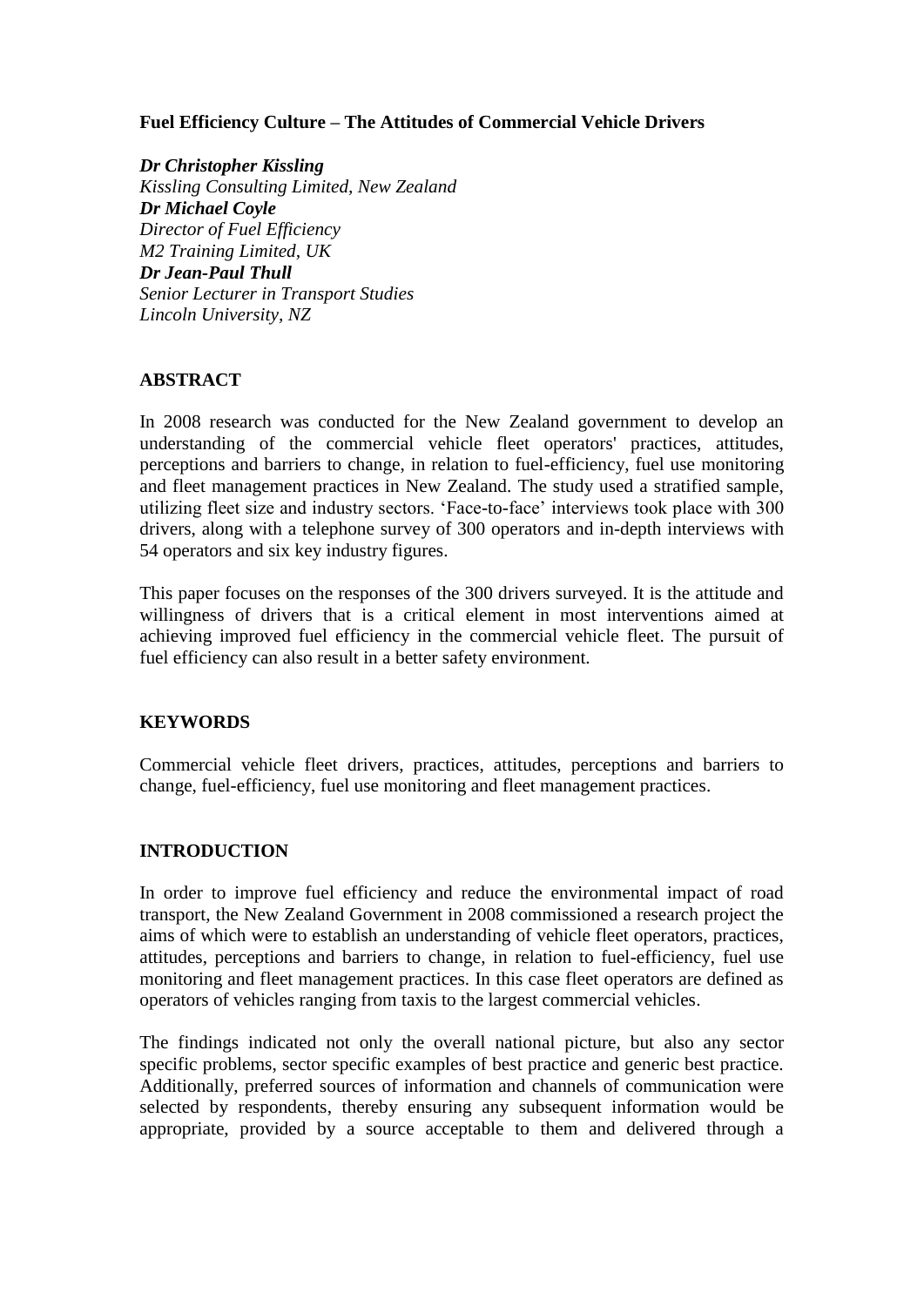**Fuel Efficiency Culture – The Attitudes of Commercial Vehicle Drivers**

***Dr Christopher Kissling***
*Kissling Consulting Limited, New Zealand*
***Dr Michael Coyle***
*Director of Fuel Efficiency*
*M2 Training Limited, UK*
***Dr Jean-Paul Thull***
*Senior Lecturer in Transport Studies*
*Lincoln University, NZ*

## ABSTRACT

In 2008 research was conducted for the New Zealand government to develop an understanding of the commercial vehicle fleet operators' practices, attitudes, perceptions and barriers to change, in relation to fuel-efficiency, fuel use monitoring and fleet management practices in New Zealand. The study used a stratified sample, utilizing fleet size and industry sectors. 'Face-to-face' interviews took place with 300 drivers, along with a telephone survey of 300 operators and in-depth interviews with 54 operators and six key industry figures.

This paper focuses on the responses of the 300 drivers surveyed. It is the attitude and willingness of drivers that is a critical element in most interventions aimed at achieving improved fuel efficiency in the commercial vehicle fleet. The pursuit of fuel efficiency can also result in a better safety environment.

## KEYWORDS

Commercial vehicle fleet drivers, practices, attitudes, perceptions and barriers to change, fuel-efficiency, fuel use monitoring and fleet management practices.

## INTRODUCTION

In order to improve fuel efficiency and reduce the environmental impact of road transport, the New Zealand Government in 2008 commissioned a research project the aims of which were to establish an understanding of vehicle fleet operators, practices, attitudes, perceptions and barriers to change, in relation to fuel-efficiency, fuel use monitoring and fleet management practices. In this case fleet operators are defined as operators of vehicles ranging from taxis to the largest commercial vehicles.

The findings indicated not only the overall national picture, but also any sector specific problems, sector specific examples of best practice and generic best practice. Additionally, preferred sources of information and channels of communication were selected by respondents, thereby ensuring any subsequent information would be appropriate, provided by a source acceptable to them and delivered through a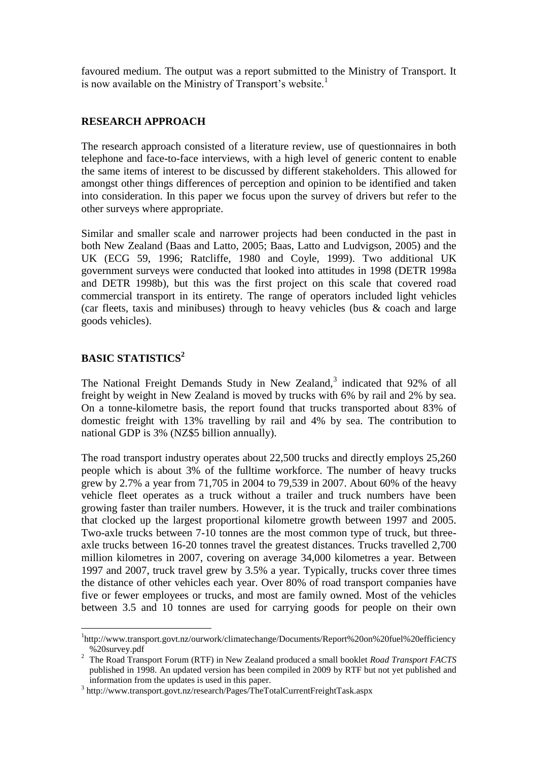favoured medium. The output was a report submitted to the Ministry of Transport. It is now available on the Ministry of Transport's website.[1]

## RESEARCH APPROACH

The research approach consisted of a literature review, use of questionnaires in both telephone and face-to-face interviews, with a high level of generic content to enable the same items of interest to be discussed by different stakeholders. This allowed for amongst other things differences of perception and opinion to be identified and taken into consideration. In this paper we focus upon the survey of drivers but refer to the other surveys where appropriate.

Similar and smaller scale and narrower projects had been conducted in the past in both New Zealand (Baas and Latto, 2005; Baas, Latto and Ludvigson, 2005) and the UK (ECG 59, 1996; Ratcliffe, 1980 and Coyle, 1999). Two additional UK government surveys were conducted that looked into attitudes in 1998 (DETR 1998a and DETR 1998b), but this was the first project on this scale that covered road commercial transport in its entirety. The range of operators included light vehicles (car fleets, taxis and minibuses) through to heavy vehicles (bus & coach and large goods vehicles).

## BASIC STATISTICS[2]

The National Freight Demands Study in New Zealand,[3] indicated that 92% of all freight by weight in New Zealand is moved by trucks with 6% by rail and 2% by sea. On a tonne-kilometre basis, the report found that trucks transported about 83% of domestic freight with 13% travelling by rail and 4% by sea. The contribution to national GDP is 3% (NZ$5 billion annually).

The road transport industry operates about 22,500 trucks and directly employs 25,260 people which is about 3% of the fulltime workforce. The number of heavy trucks grew by 2.7% a year from 71,705 in 2004 to 79,539 in 2007. About 60% of the heavy vehicle fleet operates as a truck without a trailer and truck numbers have been growing faster than trailer numbers. However, it is the truck and trailer combinations that clocked up the largest proportional kilometre growth between 1997 and 2005. Two-axle trucks between 7-10 tonnes are the most common type of truck, but three-axle trucks between 16-20 tonnes travel the greatest distances. Trucks travelled 2,700 million kilometres in 2007, covering on average 34,000 kilometres a year. Between 1997 and 2007, truck travel grew by 3.5% a year. Typically, trucks cover three times the distance of other vehicles each year. Over 80% of road transport companies have five or fewer employees or trucks, and most are family owned. Most of the vehicles between 3.5 and 10 tonnes are used for carrying goods for people on their own

---

[1] http://www.transport.govt.nz/ourwork/climatechange/Documents/Report%20on%20fuel%20efficiency%20survey.pdf

[2] The Road Transport Forum (RTF) in New Zealand produced a small booklet *Road Transport FACTS* published in 1998. An updated version has been compiled in 2009 by RTF but not yet published and information from the updates is used in this paper.

[3] http://www.transport.govt.nz/research/Pages/TheTotalCurrentFreightTask.aspx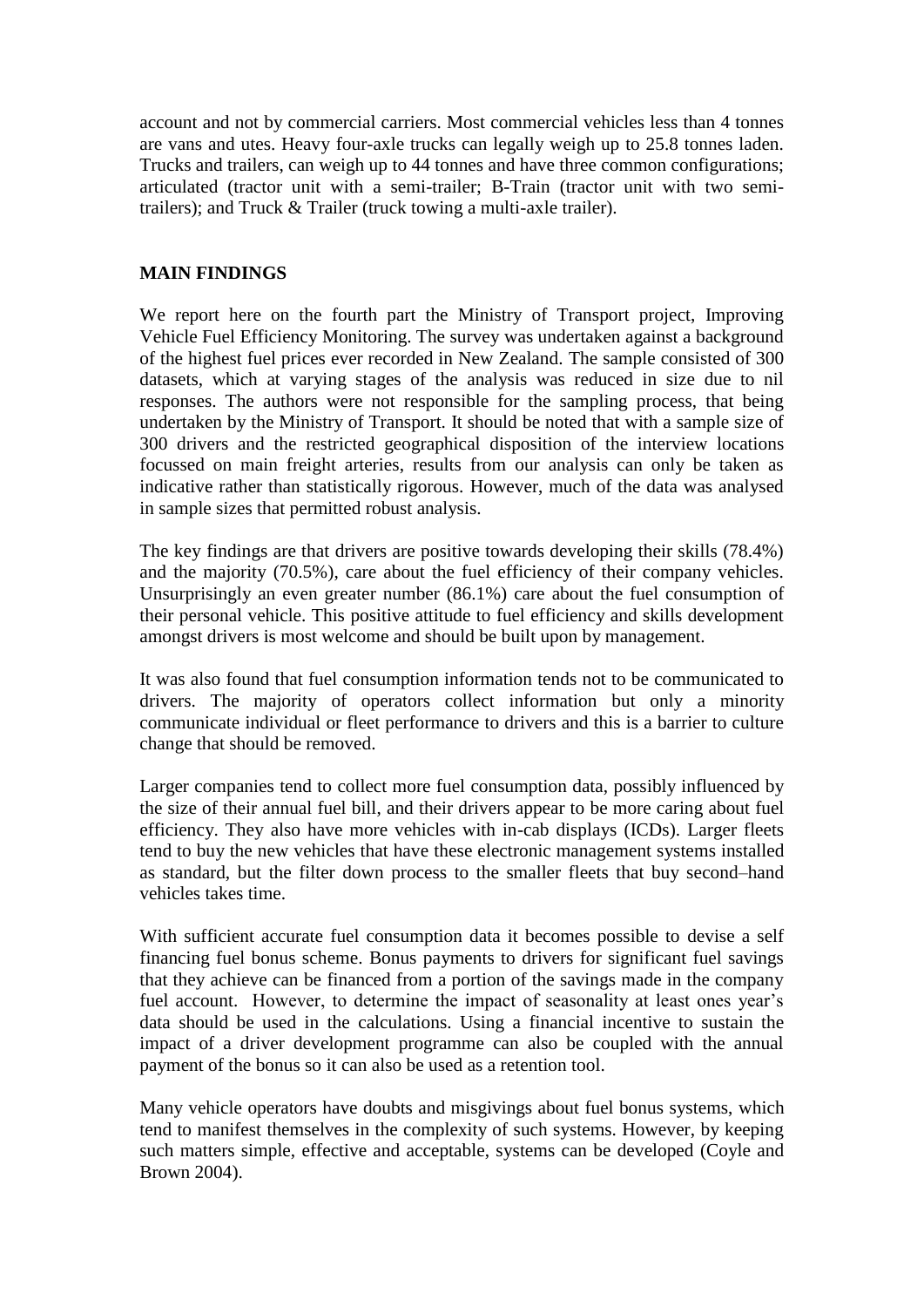account and not by commercial carriers. Most commercial vehicles less than 4 tonnes are vans and utes. Heavy four-axle trucks can legally weigh up to 25.8 tonnes laden. Trucks and trailers, can weigh up to 44 tonnes and have three common configurations; articulated (tractor unit with a semi-trailer; B-Train (tractor unit with two semi-trailers); and Truck & Trailer (truck towing a multi-axle trailer).

## MAIN FINDINGS

We report here on the fourth part the Ministry of Transport project, Improving Vehicle Fuel Efficiency Monitoring. The survey was undertaken against a background of the highest fuel prices ever recorded in New Zealand. The sample consisted of 300 datasets, which at varying stages of the analysis was reduced in size due to nil responses. The authors were not responsible for the sampling process, that being undertaken by the Ministry of Transport. It should be noted that with a sample size of 300 drivers and the restricted geographical disposition of the interview locations focussed on main freight arteries, results from our analysis can only be taken as indicative rather than statistically rigorous. However, much of the data was analysed in sample sizes that permitted robust analysis.

The key findings are that drivers are positive towards developing their skills (78.4%) and the majority (70.5%), care about the fuel efficiency of their company vehicles. Unsurprisingly an even greater number (86.1%) care about the fuel consumption of their personal vehicle. This positive attitude to fuel efficiency and skills development amongst drivers is most welcome and should be built upon by management.

It was also found that fuel consumption information tends not to be communicated to drivers. The majority of operators collect information but only a minority communicate individual or fleet performance to drivers and this is a barrier to culture change that should be removed.

Larger companies tend to collect more fuel consumption data, possibly influenced by the size of their annual fuel bill, and their drivers appear to be more caring about fuel efficiency. They also have more vehicles with in-cab displays (ICDs). Larger fleets tend to buy the new vehicles that have these electronic management systems installed as standard, but the filter down process to the smaller fleets that buy second–hand vehicles takes time.

With sufficient accurate fuel consumption data it becomes possible to devise a self financing fuel bonus scheme. Bonus payments to drivers for significant fuel savings that they achieve can be financed from a portion of the savings made in the company fuel account. However, to determine the impact of seasonality at least ones year's data should be used in the calculations. Using a financial incentive to sustain the impact of a driver development programme can also be coupled with the annual payment of the bonus so it can also be used as a retention tool.

Many vehicle operators have doubts and misgivings about fuel bonus systems, which tend to manifest themselves in the complexity of such systems. However, by keeping such matters simple, effective and acceptable, systems can be developed (Coyle and Brown 2004).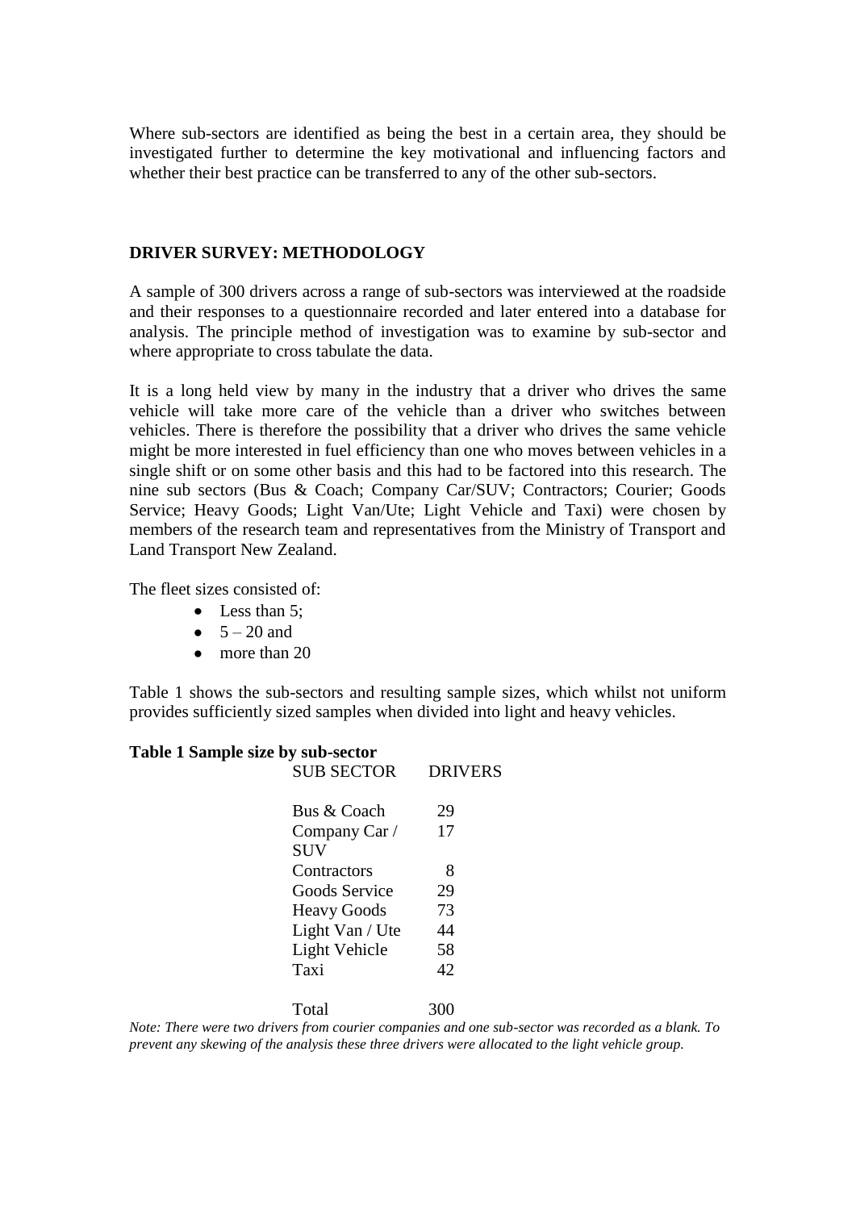Where sub-sectors are identified as being the best in a certain area, they should be investigated further to determine the key motivational and influencing factors and whether their best practice can be transferred to any of the other sub-sectors.

## DRIVER SURVEY: METHODOLOGY

A sample of 300 drivers across a range of sub-sectors was interviewed at the roadside and their responses to a questionnaire recorded and later entered into a database for analysis. The principle method of investigation was to examine by sub-sector and where appropriate to cross tabulate the data.

It is a long held view by many in the industry that a driver who drives the same vehicle will take more care of the vehicle than a driver who switches between vehicles. There is therefore the possibility that a driver who drives the same vehicle might be more interested in fuel efficiency than one who moves between vehicles in a single shift or on some other basis and this had to be factored into this research. The nine sub sectors (Bus & Coach; Company Car/SUV; Contractors; Courier; Goods Service; Heavy Goods; Light Van/Ute; Light Vehicle and Taxi) were chosen by members of the research team and representatives from the Ministry of Transport and Land Transport New Zealand.

The fleet sizes consisted of:

- Less than 5;
- 5 – 20 and
- more than 20

Table 1 shows the sub-sectors and resulting sample sizes, which whilst not uniform provides sufficiently sized samples when divided into light and heavy vehicles.

**Table 1 Sample size by sub-sector**

| SUB SECTOR | DRIVERS |
|---|---|
| Bus & Coach | 29 |
| Company Car / SUV | 17 |
| Contractors | 8 |
| Goods Service | 29 |
| Heavy Goods | 73 |
| Light Van / Ute | 44 |
| Light Vehicle | 58 |
| Taxi | 42 |
| Total | 300 |

*Note: There were two drivers from courier companies and one sub-sector was recorded as a blank. To prevent any skewing of the analysis these three drivers were allocated to the light vehicle group.*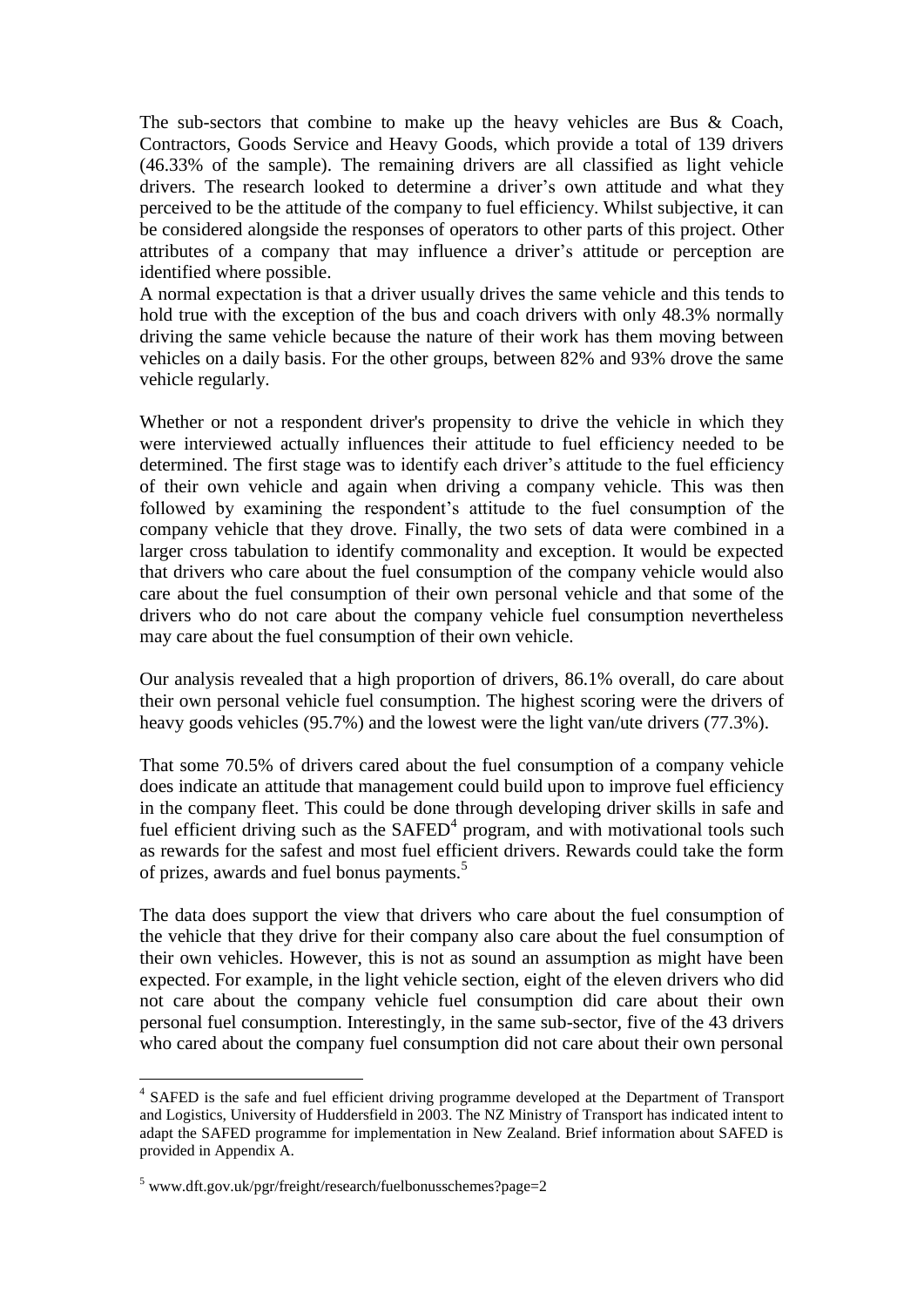The sub-sectors that combine to make up the heavy vehicles are Bus & Coach, Contractors, Goods Service and Heavy Goods, which provide a total of 139 drivers (46.33% of the sample). The remaining drivers are all classified as light vehicle drivers. The research looked to determine a driver's own attitude and what they perceived to be the attitude of the company to fuel efficiency. Whilst subjective, it can be considered alongside the responses of operators to other parts of this project. Other attributes of a company that may influence a driver's attitude or perception are identified where possible.
A normal expectation is that a driver usually drives the same vehicle and this tends to hold true with the exception of the bus and coach drivers with only 48.3% normally driving the same vehicle because the nature of their work has them moving between vehicles on a daily basis. For the other groups, between 82% and 93% drove the same vehicle regularly.

Whether or not a respondent driver's propensity to drive the vehicle in which they were interviewed actually influences their attitude to fuel efficiency needed to be determined. The first stage was to identify each driver's attitude to the fuel efficiency of their own vehicle and again when driving a company vehicle. This was then followed by examining the respondent's attitude to the fuel consumption of the company vehicle that they drove. Finally, the two sets of data were combined in a larger cross tabulation to identify commonality and exception. It would be expected that drivers who care about the fuel consumption of the company vehicle would also care about the fuel consumption of their own personal vehicle and that some of the drivers who do not care about the company vehicle fuel consumption nevertheless may care about the fuel consumption of their own vehicle.

Our analysis revealed that a high proportion of drivers, 86.1% overall, do care about their own personal vehicle fuel consumption. The highest scoring were the drivers of heavy goods vehicles (95.7%) and the lowest were the light van/ute drivers (77.3%).

That some 70.5% of drivers cared about the fuel consumption of a company vehicle does indicate an attitude that management could build upon to improve fuel efficiency in the company fleet. This could be done through developing driver skills in safe and fuel efficient driving such as the SAFED[4] program, and with motivational tools such as rewards for the safest and most fuel efficient drivers. Rewards could take the form of prizes, awards and fuel bonus payments.[5]

The data does support the view that drivers who care about the fuel consumption of the vehicle that they drive for their company also care about the fuel consumption of their own vehicles. However, this is not as sound an assumption as might have been expected. For example, in the light vehicle section, eight of the eleven drivers who did not care about the company vehicle fuel consumption did care about their own personal fuel consumption. Interestingly, in the same sub-sector, five of the 43 drivers who cared about the company fuel consumption did not care about their own personal

[4] SAFED is the safe and fuel efficient driving programme developed at the Department of Transport and Logistics, University of Huddersfield in 2003. The NZ Ministry of Transport has indicated intent to adapt the SAFED programme for implementation in New Zealand. Brief information about SAFED is provided in Appendix A.

[5] www.dft.gov.uk/pgr/freight/research/fuelbonusschemes?page=2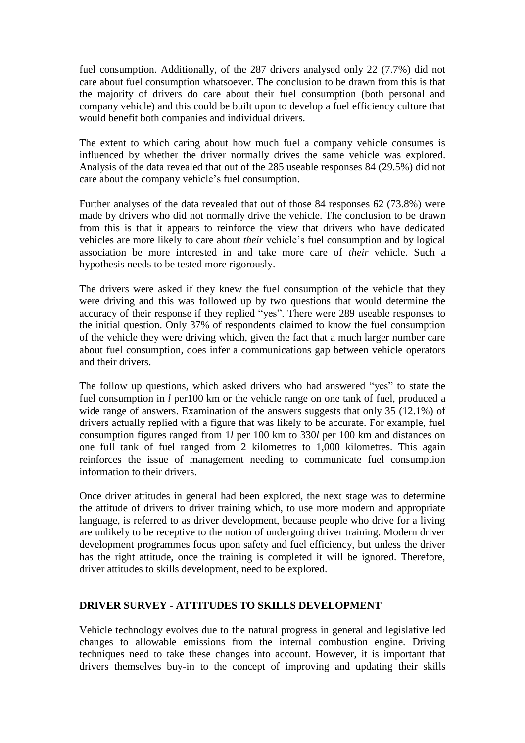fuel consumption. Additionally, of the 287 drivers analysed only 22 (7.7%) did not care about fuel consumption whatsoever. The conclusion to be drawn from this is that the majority of drivers do care about their fuel consumption (both personal and company vehicle) and this could be built upon to develop a fuel efficiency culture that would benefit both companies and individual drivers.

The extent to which caring about how much fuel a company vehicle consumes is influenced by whether the driver normally drives the same vehicle was explored. Analysis of the data revealed that out of the 285 useable responses 84 (29.5%) did not care about the company vehicle's fuel consumption.

Further analyses of the data revealed that out of those 84 responses 62 (73.8%) were made by drivers who did not normally drive the vehicle. The conclusion to be drawn from this is that it appears to reinforce the view that drivers who have dedicated vehicles are more likely to care about *their* vehicle's fuel consumption and by logical association be more interested in and take more care of *their* vehicle. Such a hypothesis needs to be tested more rigorously.

The drivers were asked if they knew the fuel consumption of the vehicle that they were driving and this was followed up by two questions that would determine the accuracy of their response if they replied "yes". There were 289 useable responses to the initial question. Only 37% of respondents claimed to know the fuel consumption of the vehicle they were driving which, given the fact that a much larger number care about fuel consumption, does infer a communications gap between vehicle operators and their drivers.

The follow up questions, which asked drivers who had answered "yes" to state the fuel consumption in *l* per100 km or the vehicle range on one tank of fuel, produced a wide range of answers. Examination of the answers suggests that only 35 (12.1%) of drivers actually replied with a figure that was likely to be accurate. For example, fuel consumption figures ranged from 1*l* per 100 km to 330*l* per 100 km and distances on one full tank of fuel ranged from 2 kilometres to 1,000 kilometres. This again reinforces the issue of management needing to communicate fuel consumption information to their drivers.

Once driver attitudes in general had been explored, the next stage was to determine the attitude of drivers to driver training which, to use more modern and appropriate language, is referred to as driver development, because people who drive for a living are unlikely to be receptive to the notion of undergoing driver training. Modern driver development programmes focus upon safety and fuel efficiency, but unless the driver has the right attitude, once the training is completed it will be ignored. Therefore, driver attitudes to skills development, need to be explored.

## DRIVER SURVEY - ATTITUDES TO SKILLS DEVELOPMENT

Vehicle technology evolves due to the natural progress in general and legislative led changes to allowable emissions from the internal combustion engine. Driving techniques need to take these changes into account. However, it is important that drivers themselves buy-in to the concept of improving and updating their skills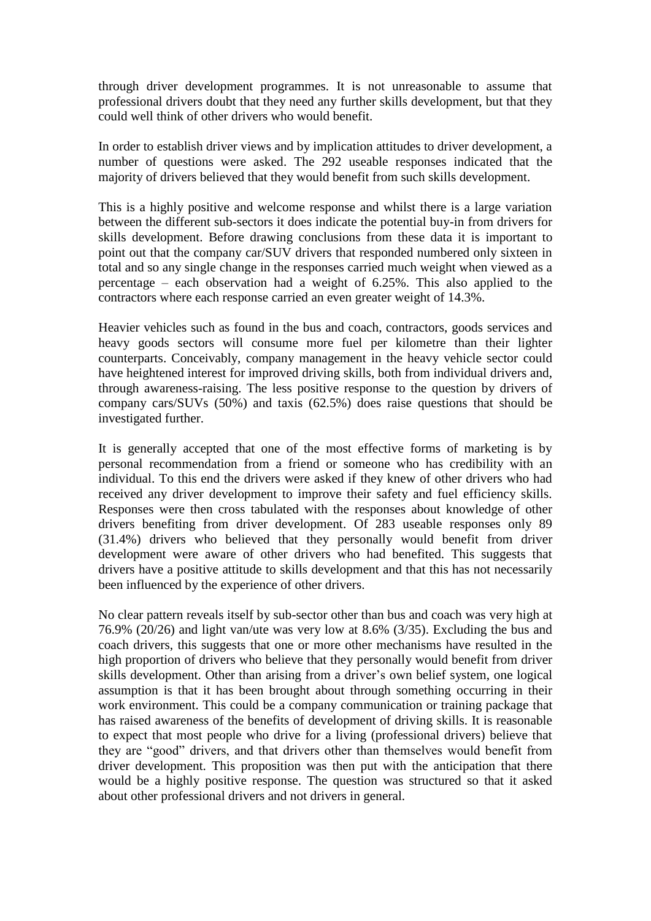through driver development programmes. It is not unreasonable to assume that professional drivers doubt that they need any further skills development, but that they could well think of other drivers who would benefit.

In order to establish driver views and by implication attitudes to driver development, a number of questions were asked. The 292 useable responses indicated that the majority of drivers believed that they would benefit from such skills development.

This is a highly positive and welcome response and whilst there is a large variation between the different sub-sectors it does indicate the potential buy-in from drivers for skills development. Before drawing conclusions from these data it is important to point out that the company car/SUV drivers that responded numbered only sixteen in total and so any single change in the responses carried much weight when viewed as a percentage – each observation had a weight of 6.25%. This also applied to the contractors where each response carried an even greater weight of 14.3%.

Heavier vehicles such as found in the bus and coach, contractors, goods services and heavy goods sectors will consume more fuel per kilometre than their lighter counterparts. Conceivably, company management in the heavy vehicle sector could have heightened interest for improved driving skills, both from individual drivers and, through awareness-raising. The less positive response to the question by drivers of company cars/SUVs (50%) and taxis (62.5%) does raise questions that should be investigated further.

It is generally accepted that one of the most effective forms of marketing is by personal recommendation from a friend or someone who has credibility with an individual. To this end the drivers were asked if they knew of other drivers who had received any driver development to improve their safety and fuel efficiency skills. Responses were then cross tabulated with the responses about knowledge of other drivers benefiting from driver development. Of 283 useable responses only 89 (31.4%) drivers who believed that they personally would benefit from driver development were aware of other drivers who had benefited. This suggests that drivers have a positive attitude to skills development and that this has not necessarily been influenced by the experience of other drivers.

No clear pattern reveals itself by sub-sector other than bus and coach was very high at 76.9% (20/26) and light van/ute was very low at 8.6% (3/35). Excluding the bus and coach drivers, this suggests that one or more other mechanisms have resulted in the high proportion of drivers who believe that they personally would benefit from driver skills development. Other than arising from a driver's own belief system, one logical assumption is that it has been brought about through something occurring in their work environment. This could be a company communication or training package that has raised awareness of the benefits of development of driving skills. It is reasonable to expect that most people who drive for a living (professional drivers) believe that they are "good" drivers, and that drivers other than themselves would benefit from driver development. This proposition was then put with the anticipation that there would be a highly positive response. The question was structured so that it asked about other professional drivers and not drivers in general.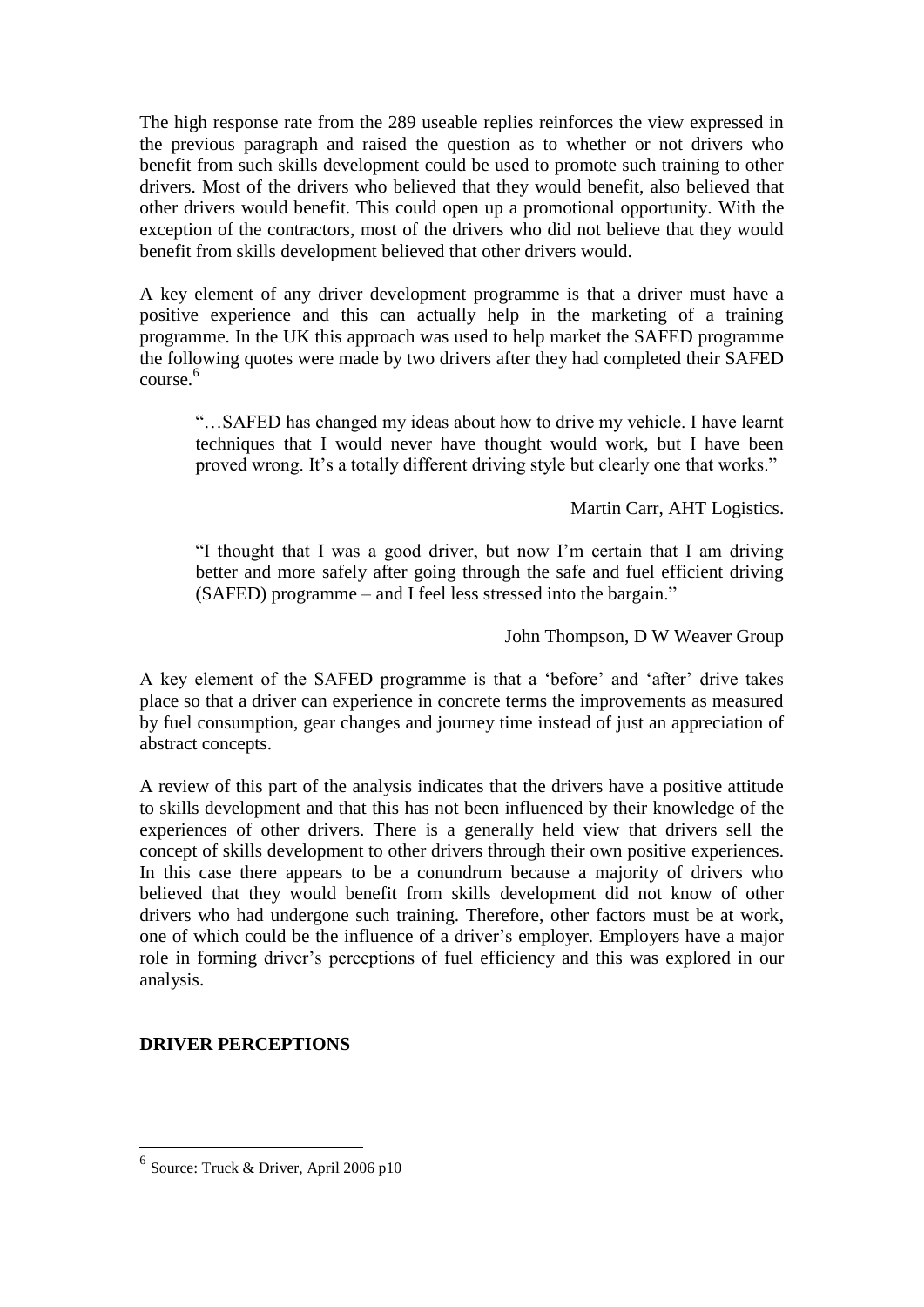The high response rate from the 289 useable replies reinforces the view expressed in the previous paragraph and raised the question as to whether or not drivers who benefit from such skills development could be used to promote such training to other drivers. Most of the drivers who believed that they would benefit, also believed that other drivers would benefit. This could open up a promotional opportunity. With the exception of the contractors, most of the drivers who did not believe that they would benefit from skills development believed that other drivers would.

A key element of any driver development programme is that a driver must have a positive experience and this can actually help in the marketing of a training programme. In the UK this approach was used to help market the SAFED programme the following quotes were made by two drivers after they had completed their SAFED course.[6]

> "…SAFED has changed my ideas about how to drive my vehicle. I have learnt techniques that I would never have thought would work, but I have been proved wrong. It's a totally different driving style but clearly one that works."
>
> Martin Carr, AHT Logistics.

> "I thought that I was a good driver, but now I'm certain that I am driving better and more safely after going through the safe and fuel efficient driving (SAFED) programme – and I feel less stressed into the bargain."
>
> John Thompson, D W Weaver Group

A key element of the SAFED programme is that a 'before' and 'after' drive takes place so that a driver can experience in concrete terms the improvements as measured by fuel consumption, gear changes and journey time instead of just an appreciation of abstract concepts.

A review of this part of the analysis indicates that the drivers have a positive attitude to skills development and that this has not been influenced by their knowledge of the experiences of other drivers. There is a generally held view that drivers sell the concept of skills development to other drivers through their own positive experiences. In this case there appears to be a conundrum because a majority of drivers who believed that they would benefit from skills development did not know of other drivers who had undergone such training. Therefore, other factors must be at work, one of which could be the influence of a driver's employer. Employers have a major role in forming driver's perceptions of fuel efficiency and this was explored in our analysis.

## DRIVER PERCEPTIONS

[6] Source: Truck & Driver, April 2006 p10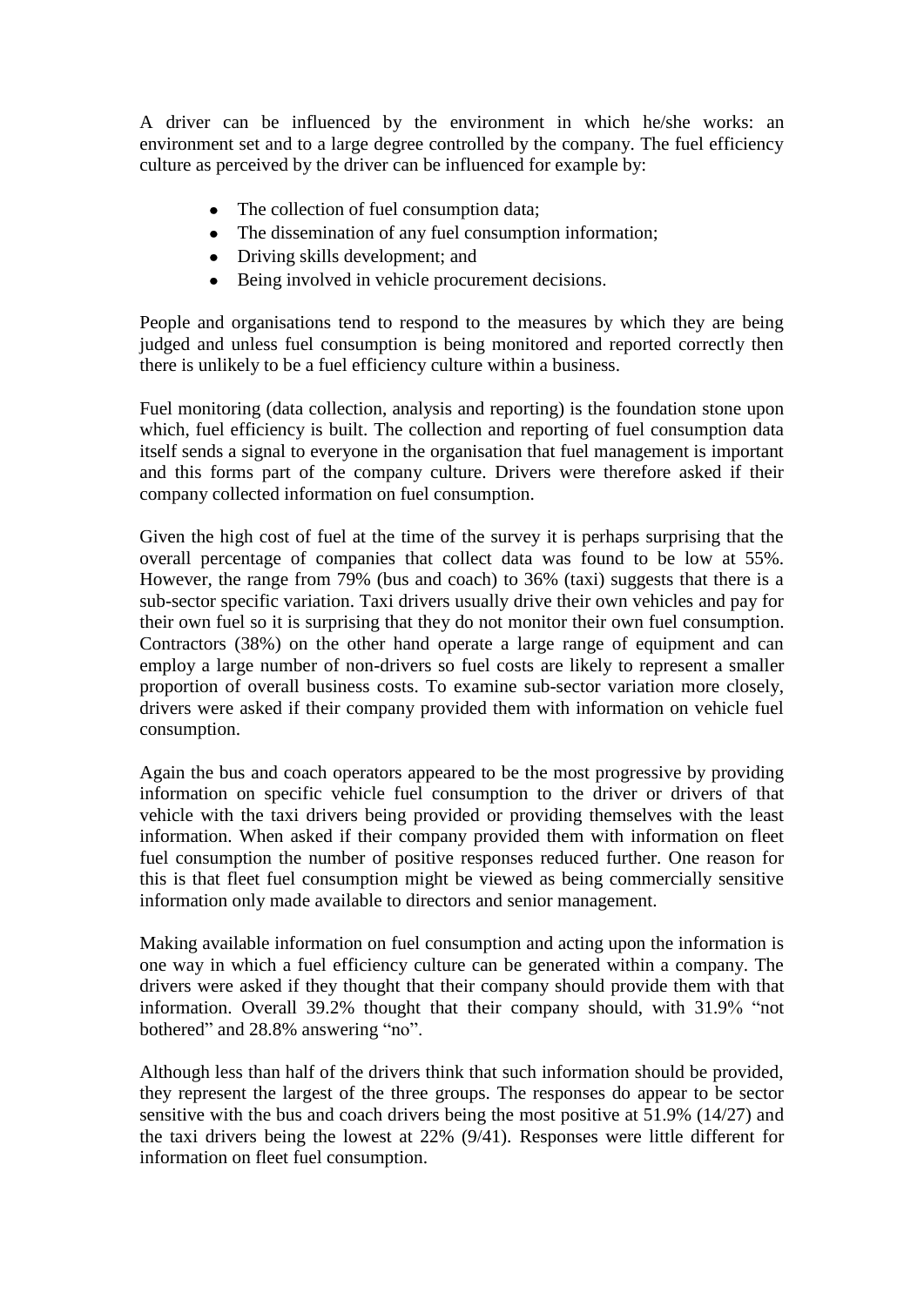A driver can be influenced by the environment in which he/she works: an environment set and to a large degree controlled by the company. The fuel efficiency culture as perceived by the driver can be influenced for example by:

- The collection of fuel consumption data;
- The dissemination of any fuel consumption information;
- Driving skills development; and
- Being involved in vehicle procurement decisions.

People and organisations tend to respond to the measures by which they are being judged and unless fuel consumption is being monitored and reported correctly then there is unlikely to be a fuel efficiency culture within a business.

Fuel monitoring (data collection, analysis and reporting) is the foundation stone upon which, fuel efficiency is built. The collection and reporting of fuel consumption data itself sends a signal to everyone in the organisation that fuel management is important and this forms part of the company culture. Drivers were therefore asked if their company collected information on fuel consumption.

Given the high cost of fuel at the time of the survey it is perhaps surprising that the overall percentage of companies that collect data was found to be low at 55%. However, the range from 79% (bus and coach) to 36% (taxi) suggests that there is a sub-sector specific variation. Taxi drivers usually drive their own vehicles and pay for their own fuel so it is surprising that they do not monitor their own fuel consumption. Contractors (38%) on the other hand operate a large range of equipment and can employ a large number of non-drivers so fuel costs are likely to represent a smaller proportion of overall business costs. To examine sub-sector variation more closely, drivers were asked if their company provided them with information on vehicle fuel consumption.

Again the bus and coach operators appeared to be the most progressive by providing information on specific vehicle fuel consumption to the driver or drivers of that vehicle with the taxi drivers being provided or providing themselves with the least information. When asked if their company provided them with information on fleet fuel consumption the number of positive responses reduced further. One reason for this is that fleet fuel consumption might be viewed as being commercially sensitive information only made available to directors and senior management.

Making available information on fuel consumption and acting upon the information is one way in which a fuel efficiency culture can be generated within a company. The drivers were asked if they thought that their company should provide them with that information. Overall 39.2% thought that their company should, with 31.9% "not bothered" and 28.8% answering "no".

Although less than half of the drivers think that such information should be provided, they represent the largest of the three groups. The responses do appear to be sector sensitive with the bus and coach drivers being the most positive at 51.9% (14/27) and the taxi drivers being the lowest at 22% (9/41). Responses were little different for information on fleet fuel consumption.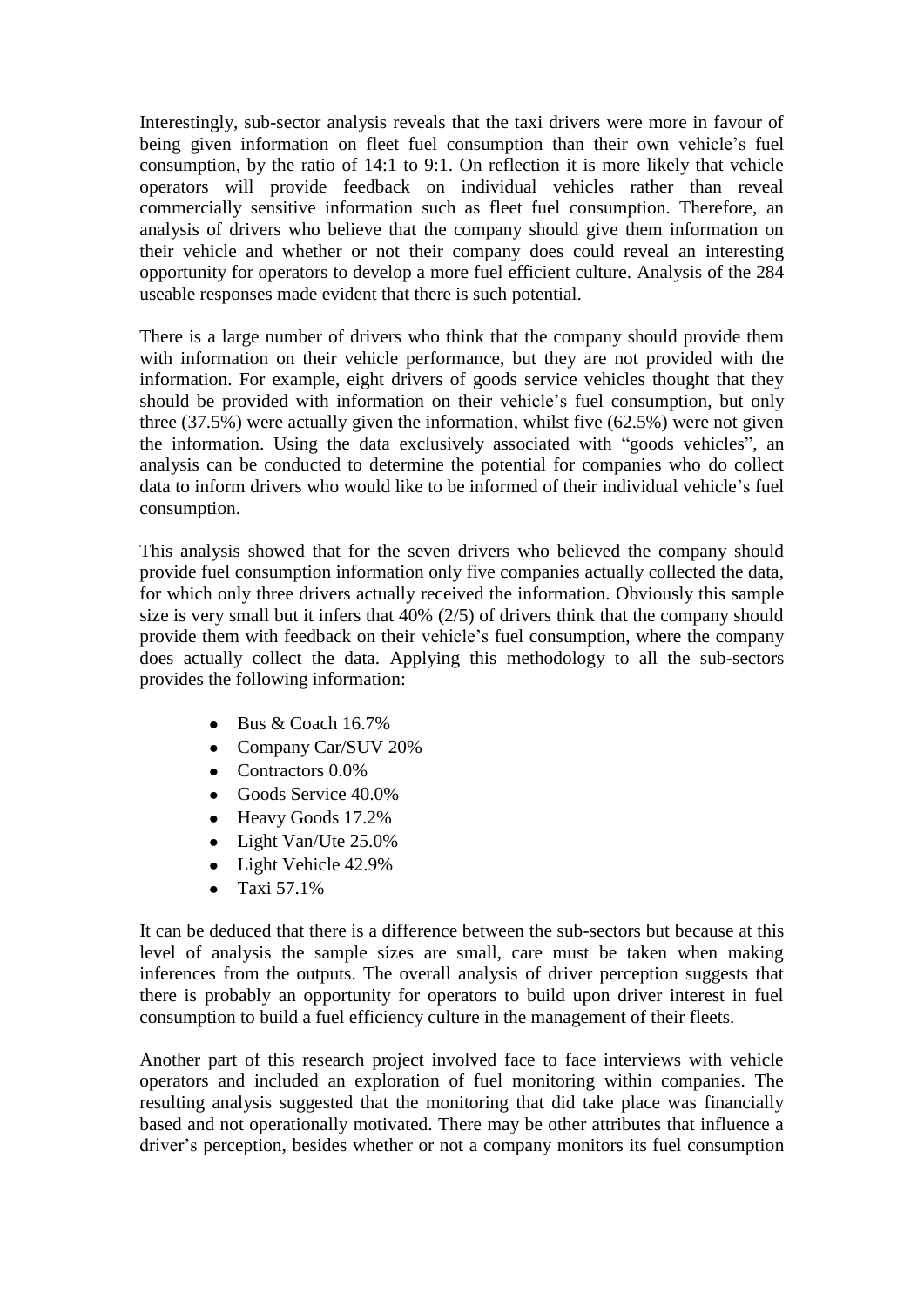Interestingly, sub-sector analysis reveals that the taxi drivers were more in favour of being given information on fleet fuel consumption than their own vehicle's fuel consumption, by the ratio of 14:1 to 9:1. On reflection it is more likely that vehicle operators will provide feedback on individual vehicles rather than reveal commercially sensitive information such as fleet fuel consumption. Therefore, an analysis of drivers who believe that the company should give them information on their vehicle and whether or not their company does could reveal an interesting opportunity for operators to develop a more fuel efficient culture. Analysis of the 284 useable responses made evident that there is such potential.

There is a large number of drivers who think that the company should provide them with information on their vehicle performance, but they are not provided with the information. For example, eight drivers of goods service vehicles thought that they should be provided with information on their vehicle's fuel consumption, but only three (37.5%) were actually given the information, whilst five (62.5%) were not given the information. Using the data exclusively associated with "goods vehicles", an analysis can be conducted to determine the potential for companies who do collect data to inform drivers who would like to be informed of their individual vehicle's fuel consumption.

This analysis showed that for the seven drivers who believed the company should provide fuel consumption information only five companies actually collected the data, for which only three drivers actually received the information. Obviously this sample size is very small but it infers that 40% (2/5) of drivers think that the company should provide them with feedback on their vehicle's fuel consumption, where the company does actually collect the data. Applying this methodology to all the sub-sectors provides the following information:

- Bus & Coach 16.7%
- Company Car/SUV 20%
- Contractors 0.0%
- Goods Service 40.0%
- Heavy Goods 17.2%
- Light Van/Ute 25.0%
- Light Vehicle 42.9%
- Taxi 57.1%

It can be deduced that there is a difference between the sub-sectors but because at this level of analysis the sample sizes are small, care must be taken when making inferences from the outputs. The overall analysis of driver perception suggests that there is probably an opportunity for operators to build upon driver interest in fuel consumption to build a fuel efficiency culture in the management of their fleets.

Another part of this research project involved face to face interviews with vehicle operators and included an exploration of fuel monitoring within companies. The resulting analysis suggested that the monitoring that did take place was financially based and not operationally motivated. There may be other attributes that influence a driver's perception, besides whether or not a company monitors its fuel consumption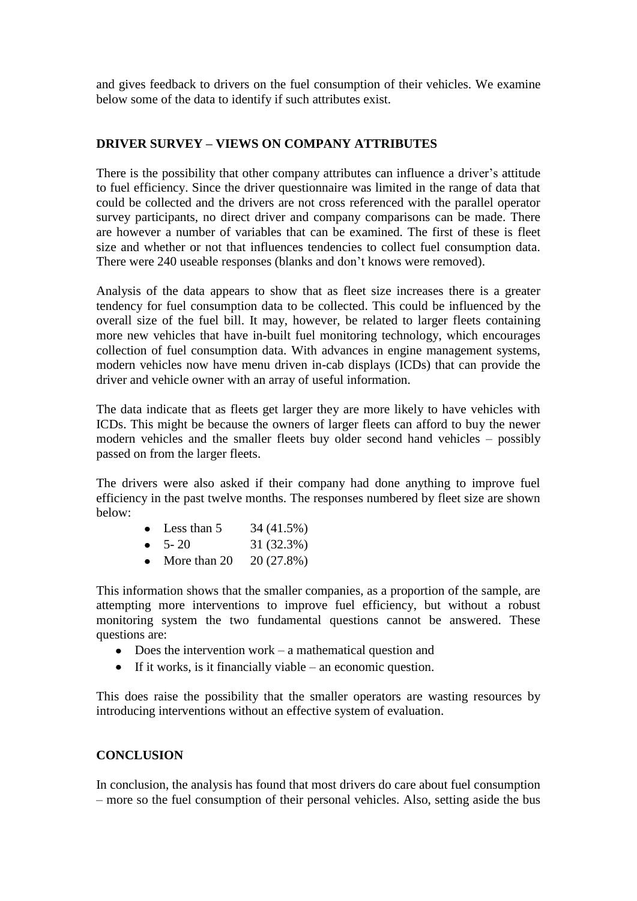and gives feedback to drivers on the fuel consumption of their vehicles. We examine below some of the data to identify if such attributes exist.

## DRIVER SURVEY – VIEWS ON COMPANY ATTRIBUTES

There is the possibility that other company attributes can influence a driver's attitude to fuel efficiency. Since the driver questionnaire was limited in the range of data that could be collected and the drivers are not cross referenced with the parallel operator survey participants, no direct driver and company comparisons can be made. There are however a number of variables that can be examined. The first of these is fleet size and whether or not that influences tendencies to collect fuel consumption data. There were 240 useable responses (blanks and don't knows were removed).

Analysis of the data appears to show that as fleet size increases there is a greater tendency for fuel consumption data to be collected. This could be influenced by the overall size of the fuel bill. It may, however, be related to larger fleets containing more new vehicles that have in-built fuel monitoring technology, which encourages collection of fuel consumption data. With advances in engine management systems, modern vehicles now have menu driven in-cab displays (ICDs) that can provide the driver and vehicle owner with an array of useful information.

The data indicate that as fleets get larger they are more likely to have vehicles with ICDs. This might be because the owners of larger fleets can afford to buy the newer modern vehicles and the smaller fleets buy older second hand vehicles – possibly passed on from the larger fleets.

The drivers were also asked if their company had done anything to improve fuel efficiency in the past twelve months. The responses numbered by fleet size are shown below:

- Less than 5 34 (41.5%)
- 5- 20 31 (32.3%)
- More than 20 20 (27.8%)

This information shows that the smaller companies, as a proportion of the sample, are attempting more interventions to improve fuel efficiency, but without a robust monitoring system the two fundamental questions cannot be answered. These questions are:

- Does the intervention work – a mathematical question and
- If it works, is it financially viable – an economic question.

This does raise the possibility that the smaller operators are wasting resources by introducing interventions without an effective system of evaluation.

## CONCLUSION

In conclusion, the analysis has found that most drivers do care about fuel consumption – more so the fuel consumption of their personal vehicles. Also, setting aside the bus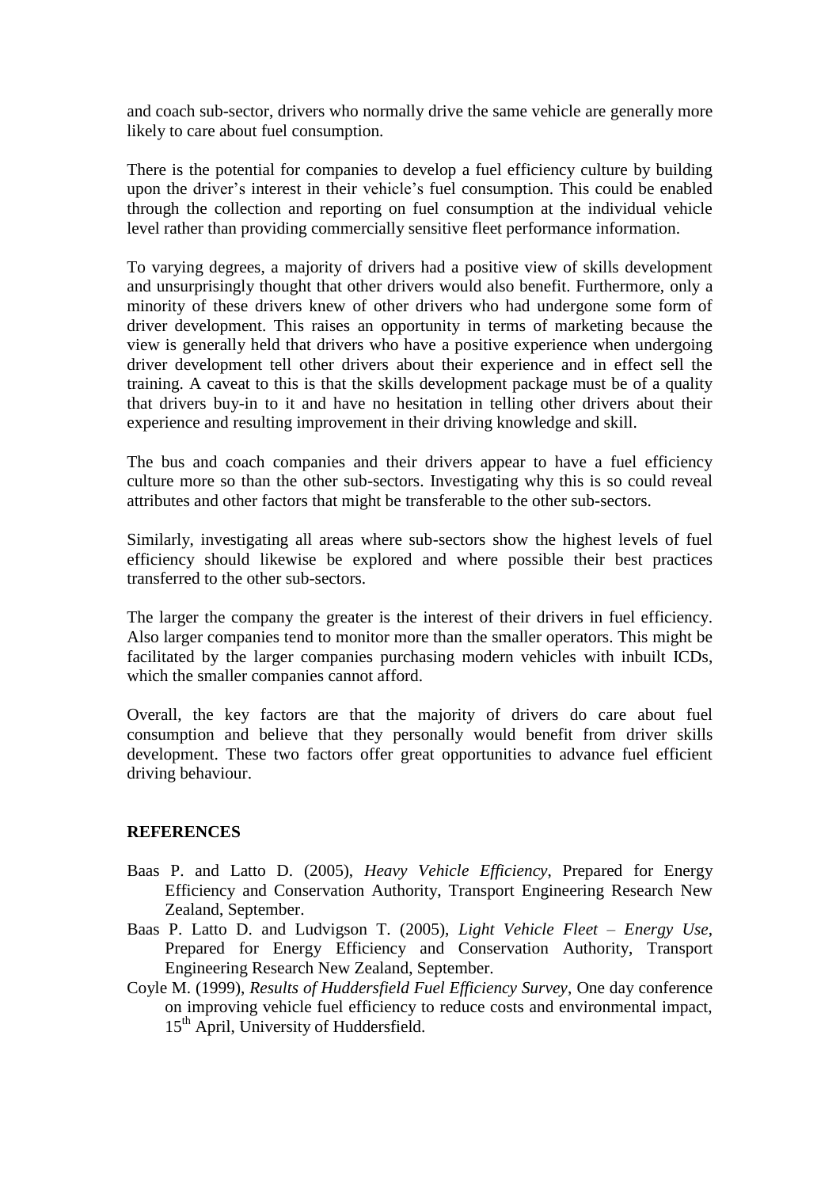and coach sub-sector, drivers who normally drive the same vehicle are generally more likely to care about fuel consumption.

There is the potential for companies to develop a fuel efficiency culture by building upon the driver's interest in their vehicle's fuel consumption. This could be enabled through the collection and reporting on fuel consumption at the individual vehicle level rather than providing commercially sensitive fleet performance information.

To varying degrees, a majority of drivers had a positive view of skills development and unsurprisingly thought that other drivers would also benefit. Furthermore, only a minority of these drivers knew of other drivers who had undergone some form of driver development. This raises an opportunity in terms of marketing because the view is generally held that drivers who have a positive experience when undergoing driver development tell other drivers about their experience and in effect sell the training. A caveat to this is that the skills development package must be of a quality that drivers buy-in to it and have no hesitation in telling other drivers about their experience and resulting improvement in their driving knowledge and skill.

The bus and coach companies and their drivers appear to have a fuel efficiency culture more so than the other sub-sectors. Investigating why this is so could reveal attributes and other factors that might be transferable to the other sub-sectors.

Similarly, investigating all areas where sub-sectors show the highest levels of fuel efficiency should likewise be explored and where possible their best practices transferred to the other sub-sectors.

The larger the company the greater is the interest of their drivers in fuel efficiency. Also larger companies tend to monitor more than the smaller operators. This might be facilitated by the larger companies purchasing modern vehicles with inbuilt ICDs, which the smaller companies cannot afford.

Overall, the key factors are that the majority of drivers do care about fuel consumption and believe that they personally would benefit from driver skills development. These two factors offer great opportunities to advance fuel efficient driving behaviour.

## REFERENCES

Baas P. and Latto D. (2005), *Heavy Vehicle Efficiency*, Prepared for Energy Efficiency and Conservation Authority, Transport Engineering Research New Zealand, September.

Baas P. Latto D. and Ludvigson T. (2005), *Light Vehicle Fleet – Energy Use*, Prepared for Energy Efficiency and Conservation Authority, Transport Engineering Research New Zealand, September.

Coyle M. (1999), *Results of Huddersfield Fuel Efficiency Survey*, One day conference on improving vehicle fuel efficiency to reduce costs and environmental impact, 15th April, University of Huddersfield.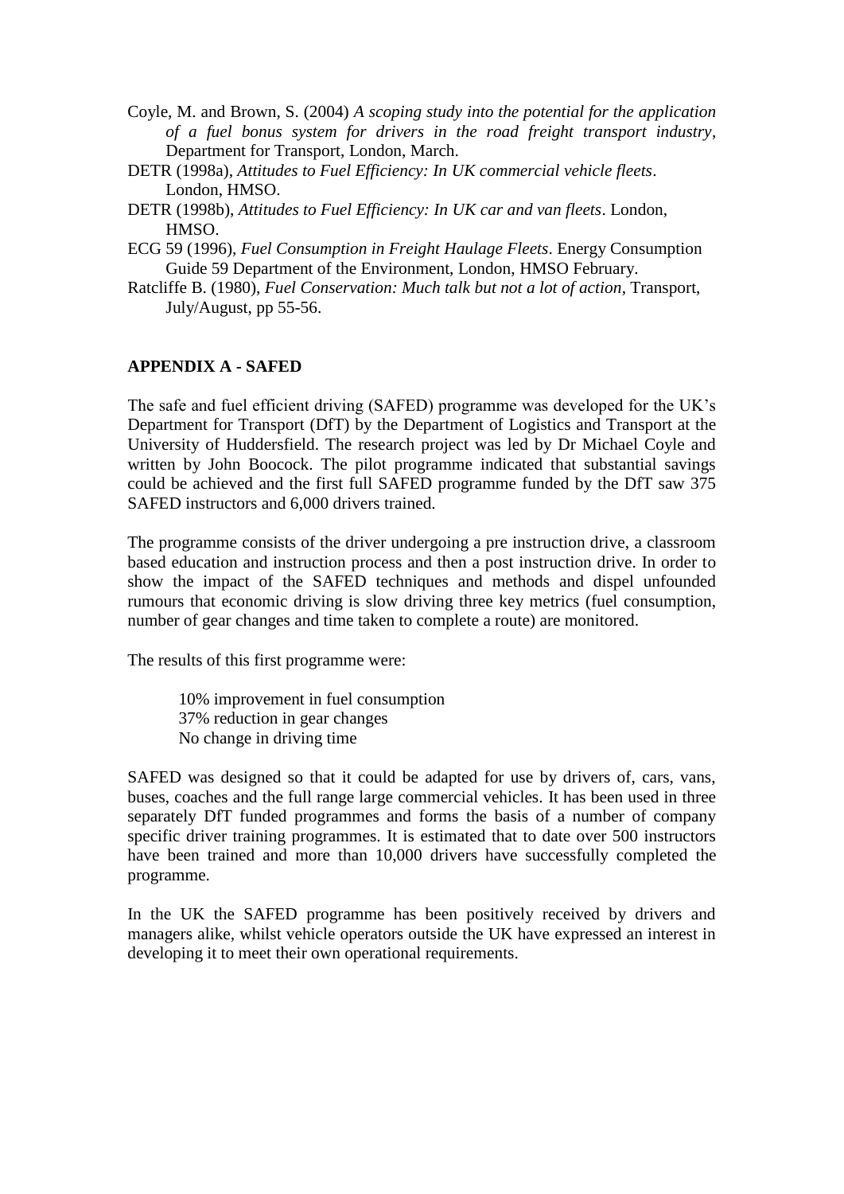Coyle, M. and Brown, S. (2004) *A scoping study into the potential for the application of a fuel bonus system for drivers in the road freight transport industry*, Department for Transport, London, March.

DETR (1998a), *Attitudes to Fuel Efficiency: In UK commercial vehicle fleets*. London, HMSO.

DETR (1998b), *Attitudes to Fuel Efficiency: In UK car and van fleets*. London, HMSO.

ECG 59 (1996), *Fuel Consumption in Freight Haulage Fleets*. Energy Consumption Guide 59 Department of the Environment, London, HMSO February.

Ratcliffe B. (1980), *Fuel Conservation: Much talk but not a lot of action*, Transport, July/August, pp 55-56.

## APPENDIX A - SAFED

The safe and fuel efficient driving (SAFED) programme was developed for the UK's Department for Transport (DfT) by the Department of Logistics and Transport at the University of Huddersfield. The research project was led by Dr Michael Coyle and written by John Boocock. The pilot programme indicated that substantial savings could be achieved and the first full SAFED programme funded by the DfT saw 375 SAFED instructors and 6,000 drivers trained.

The programme consists of the driver undergoing a pre instruction drive, a classroom based education and instruction process and then a post instruction drive. In order to show the impact of the SAFED techniques and methods and dispel unfounded rumours that economic driving is slow driving three key metrics (fuel consumption, number of gear changes and time taken to complete a route) are monitored.

The results of this first programme were:

> 10% improvement in fuel consumption
> 37% reduction in gear changes
> No change in driving time

SAFED was designed so that it could be adapted for use by drivers of, cars, vans, buses, coaches and the full range large commercial vehicles. It has been used in three separately DfT funded programmes and forms the basis of a number of company specific driver training programmes. It is estimated that to date over 500 instructors have been trained and more than 10,000 drivers have successfully completed the programme.

In the UK the SAFED programme has been positively received by drivers and managers alike, whilst vehicle operators outside the UK have expressed an interest in developing it to meet their own operational requirements.